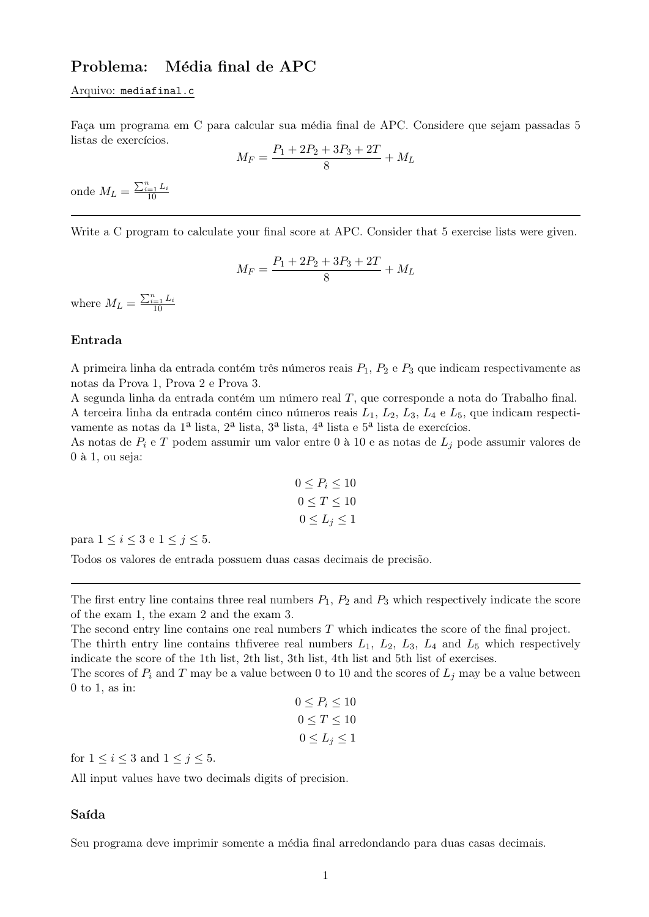## Problema: Média final de APC

Arquivo: mediafinal.c

Faça um programa em C para calcular sua média final de APC. Considere que sejam passadas 5 listas de exercícios.

$$M_F = \frac{P_1 + 2P_2 + 3P_3 + 2T}{8} + M_L$$

onde $M_L = \frac{\sum_{i=1}^{n} L_i}{10}$

---

Write a C program to calculate your final score at APC. Consider that 5 exercise lists were given.

$$M_F = \frac{P_1 + 2P_2 + 3P_3 + 2T}{8} + M_L$$

where $M_L = \frac{\sum_{i=1}^{n} L_i}{10}$

### Entrada

A primeira linha da entrada contém três números reais $P_1$, $P_2$ e $P_3$ que indicam respectivamente as notas da Prova 1, Prova 2 e Prova 3.
A segunda linha da entrada contém um número real $T$, que corresponde a nota do Trabalho final.
A terceira linha da entrada contém cinco números reais $L_1$, $L_2$, $L_3$, $L_4$ e $L_5$, que indicam respectivamente as notas da 1ª lista, 2ª lista, 3ª lista, 4ª lista e 5ª lista de exercícios.
As notas de $P_i$ e $T$ podem assumir um valor entre 0 à 10 e as notas de $L_j$ pode assumir valores de 0 à 1, ou seja:

$$0 \leq P_i \leq 10$$
$$0 \leq T \leq 10$$
$$0 \leq L_j \leq 1$$

para $1 \leq i \leq 3$ e $1 \leq j \leq 5$.

Todos os valores de entrada possuem duas casas decimais de precisão.

---

The first entry line contains three real numbers $P_1$, $P_2$ and $P_3$ which respectively indicate the score of the exam 1, the exam 2 and the exam 3.
The second entry line contains one real numbers $T$ which indicates the score of the final project.
The thirth entry line contains thfiveree real numbers $L_1$, $L_2$, $L_3$, $L_4$ and $L_5$ which respectively indicate the score of the 1th list, 2th list, 3th list, 4th list and 5th list of exercises.
The scores of $P_i$ and $T$ may be a value between 0 to 10 and the scores of $L_j$ may be a value between 0 to 1, as in:

$$0 \leq P_i \leq 10$$
$$0 \leq T \leq 10$$
$$0 \leq L_j \leq 1$$

for $1 \leq i \leq 3$ and $1 \leq j \leq 5$.

All input values have two decimals digits of precision.

### Saída

Seu programa deve imprimir somente a média final arredondando para duas casas decimais.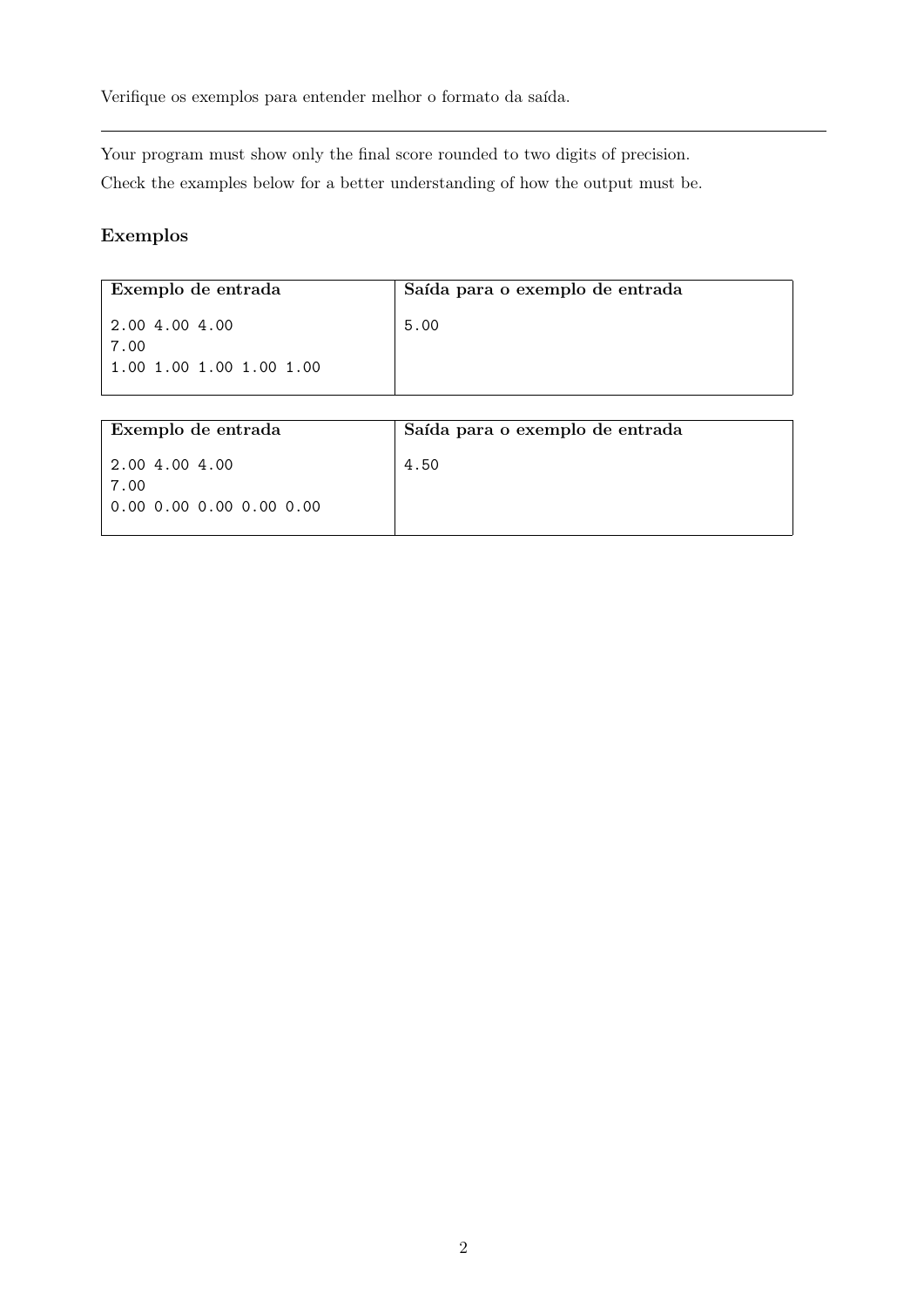Verifique os exemplos para entender melhor o formato da saída.

---

Your program must show only the final score rounded to two digits of precision.

Check the examples below for a better understanding of how the output must be.

### Exemplos

| Exemplo de entrada | Saída para o exemplo de entrada |
|---|---|
| 2.00 4.00 4.00<br>7.00<br>1.00 1.00 1.00 1.00 1.00 | 5.00 |

| Exemplo de entrada | Saída para o exemplo de entrada |
|---|---|
| 2.00 4.00 4.00<br>7.00<br>0.00 0.00 0.00 0.00 0.00 | 4.50 |